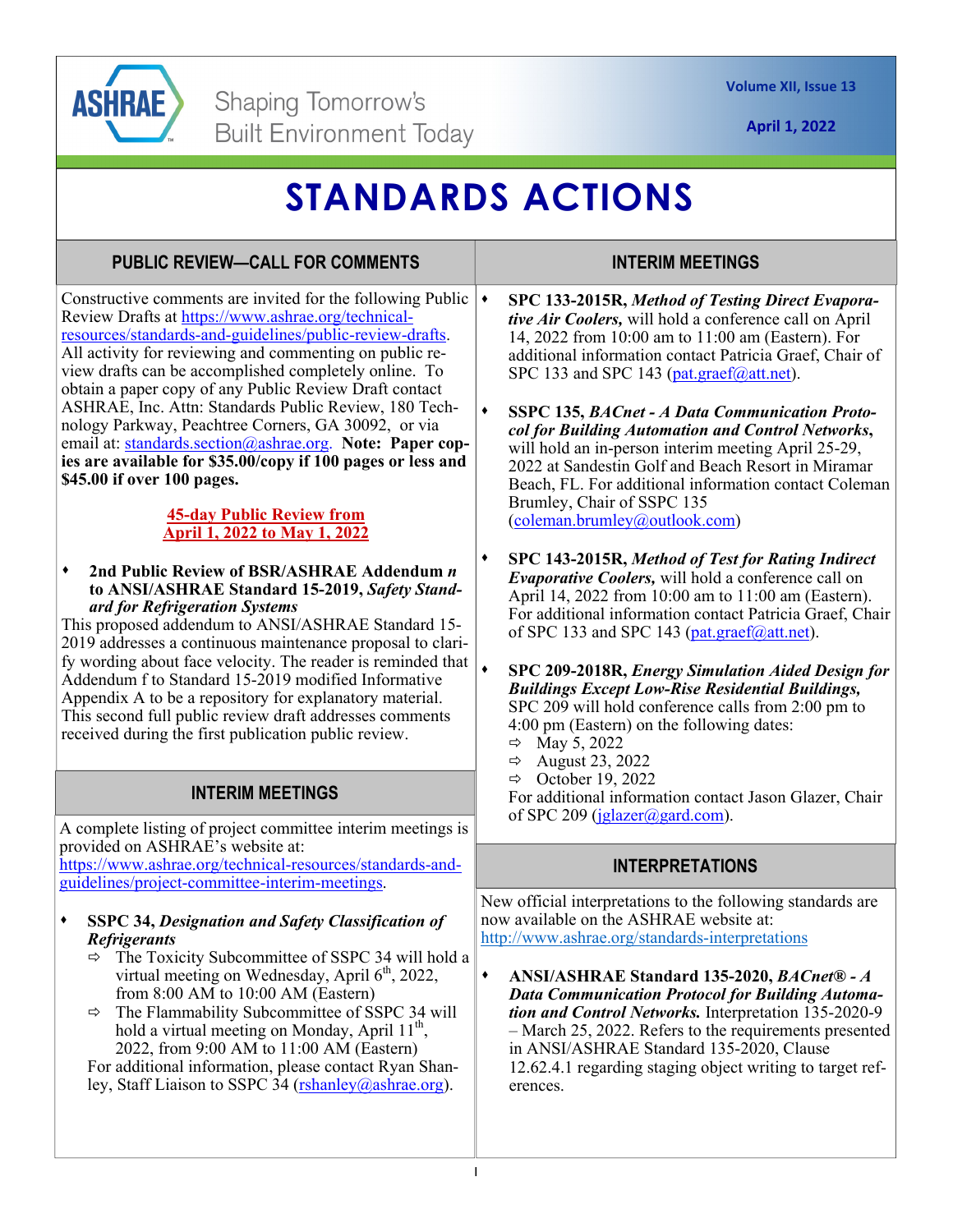ASHRAE

Shaping Tomorrow's Built Environment Today

Volume XII, Issue 13

April 1, 2022

# STANDARDS ACTIONS

## PUBLIC REVIEW—CALL FOR COMMENTS

Constructive comments are invited for the following Public Review Drafts at https://www.ashrae.org/technical-resources/standards-and-guidelines/public-review-drafts. All activity for reviewing and commenting on public review drafts can be accomplished completely online. To obtain a paper copy of any Public Review Draft contact ASHRAE, Inc. Attn: Standards Public Review, 180 Technology Parkway, Peachtree Corners, GA 30092, or via email at: standards.section@ashrae.org. **Note: Paper copies are available for $35.00/copy if 100 pages or less and $45.00 if over 100 pages.**

**45-day Public Review from April 1, 2022 to May 1, 2022**

- **2nd Public Review of BSR/ASHRAE Addendum *n* to ANSI/ASHRAE Standard 15-2019, *Safety Standard for Refrigeration Systems***

This proposed addendum to ANSI/ASHRAE Standard 15-2019 addresses a continuous maintenance proposal to clarify wording about face velocity. The reader is reminded that Addendum f to Standard 15-2019 modified Informative Appendix A to be a repository for explanatory material. This second full public review draft addresses comments received during the first publication public review.

## INTERIM MEETINGS

A complete listing of project committee interim meetings is provided on ASHRAE's website at: https://www.ashrae.org/technical-resources/standards-and-guidelines/project-committee-interim-meetings.

- **SSPC 34, *Designation and Safety Classification of Refrigerants***
  - The Toxicity Subcommittee of SSPC 34 will hold a virtual meeting on Wednesday, April 6th, 2022, from 8:00 AM to 10:00 AM (Eastern)
  - The Flammability Subcommittee of SSPC 34 will hold a virtual meeting on Monday, April 11th, 2022, from 9:00 AM to 11:00 AM (Eastern)

  For additional information, please contact Ryan Shanley, Staff Liaison to SSPC 34 (rshanley@ashrae.org).

- **SPC 133-2015R, *Method of Testing Direct Evaporative Air Coolers,*** will hold a conference call on April 14, 2022 from 10:00 am to 11:00 am (Eastern). For additional information contact Patricia Graef, Chair of SPC 133 and SPC 143 (pat.graef@att.net).

- **SSPC 135, *BACnet - A Data Communication Protocol for Building Automation and Control Networks*,** will hold an in-person interim meeting April 25-29, 2022 at Sandestin Golf and Beach Resort in Miramar Beach, FL. For additional information contact Coleman Brumley, Chair of SSPC 135 (coleman.brumley@outlook.com)

- **SPC 143-2015R, *Method of Test for Rating Indirect Evaporative Coolers,*** will hold a conference call on April 14, 2022 from 10:00 am to 11:00 am (Eastern). For additional information contact Patricia Graef, Chair of SPC 133 and SPC 143 (pat.graef@att.net).

- **SPC 209-2018R, *Energy Simulation Aided Design for Buildings Except Low-Rise Residential Buildings,*** SPC 209 will hold conference calls from 2:00 pm to 4:00 pm (Eastern) on the following dates:
  - May 5, 2022
  - August 23, 2022
  - October 19, 2022

  For additional information contact Jason Glazer, Chair of SPC 209 (jglazer@gard.com).

## INTERPRETATIONS

New official interpretations to the following standards are now available on the ASHRAE website at: http://www.ashrae.org/standards-interpretations

- **ANSI/ASHRAE Standard 135-2020, *BACnet® - A Data Communication Protocol for Building Automation and Control Networks.*** Interpretation 135-2020-9 – March 25, 2022. Refers to the requirements presented in ANSI/ASHRAE Standard 135-2020, Clause 12.62.4.1 regarding staging object writing to target references.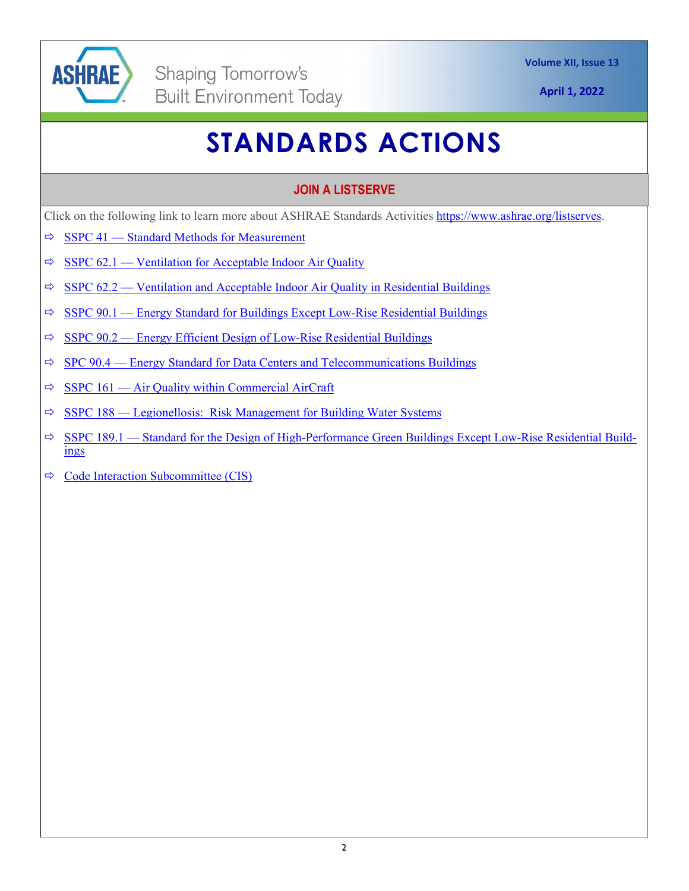# STANDARDS ACTIONS

## JOIN A LISTSERVE

Click on the following link to learn more about ASHRAE Standards Activities https://www.ashrae.org/listserves.

- ⇨ SSPC 41 — Standard Methods for Measurement
- ⇨ SSPC 62.1 — Ventilation for Acceptable Indoor Air Quality
- ⇨ SSPC 62.2 — Ventilation and Acceptable Indoor Air Quality in Residential Buildings
- ⇨ SSPC 90.1 — Energy Standard for Buildings Except Low-Rise Residential Buildings
- ⇨ SSPC 90.2 — Energy Efficient Design of Low-Rise Residential Buildings
- ⇨ SPC 90.4 — Energy Standard for Data Centers and Telecommunications Buildings
- ⇨ SSPC 161 — Air Quality within Commercial AirCraft
- ⇨ SSPC 188 — Legionellosis: Risk Management for Building Water Systems
- ⇨ SSPC 189.1 — Standard for the Design of High-Performance Green Buildings Except Low-Rise Residential Buildings
- ⇨ Code Interaction Subcommittee (CIS)